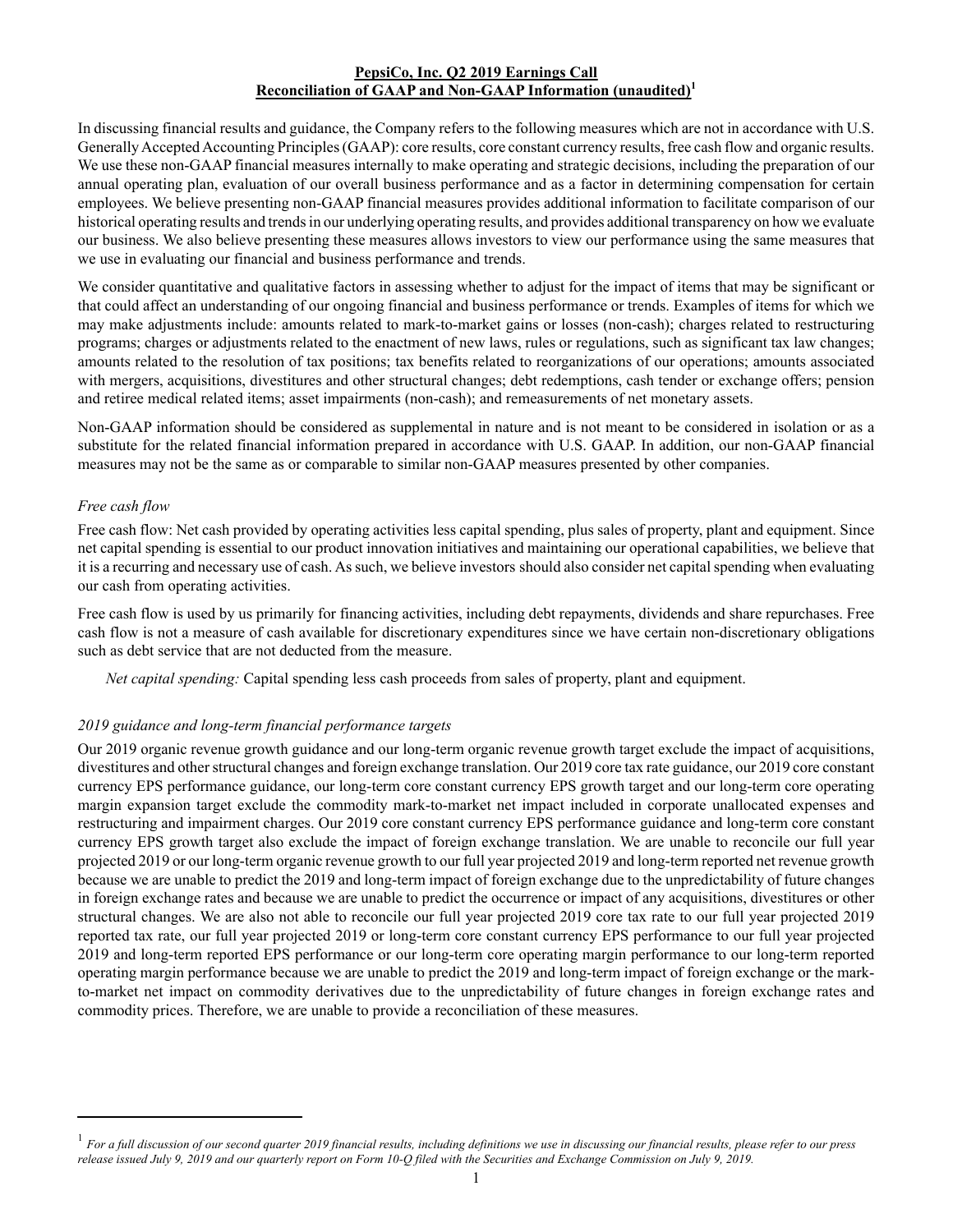# PepsiCo, Inc. Q2 2019 Earnings Call
## Reconciliation of GAAP and Non-GAAP Information (unaudited)[1]

In discussing financial results and guidance, the Company refers to the following measures which are not in accordance with U.S. Generally Accepted Accounting Principles (GAAP): core results, core constant currency results, free cash flow and organic results. We use these non-GAAP financial measures internally to make operating and strategic decisions, including the preparation of our annual operating plan, evaluation of our overall business performance and as a factor in determining compensation for certain employees. We believe presenting non-GAAP financial measures provides additional information to facilitate comparison of our historical operating results and trends in our underlying operating results, and provides additional transparency on how we evaluate our business. We also believe presenting these measures allows investors to view our performance using the same measures that we use in evaluating our financial and business performance and trends.

We consider quantitative and qualitative factors in assessing whether to adjust for the impact of items that may be significant or that could affect an understanding of our ongoing financial and business performance or trends. Examples of items for which we may make adjustments include: amounts related to mark-to-market gains or losses (non-cash); charges related to restructuring programs; charges or adjustments related to the enactment of new laws, rules or regulations, such as significant tax law changes; amounts related to the resolution of tax positions; tax benefits related to reorganizations of our operations; amounts associated with mergers, acquisitions, divestitures and other structural changes; debt redemptions, cash tender or exchange offers; pension and retiree medical related items; asset impairments (non-cash); and remeasurements of net monetary assets.

Non-GAAP information should be considered as supplemental in nature and is not meant to be considered in isolation or as a substitute for the related financial information prepared in accordance with U.S. GAAP. In addition, our non-GAAP financial measures may not be the same as or comparable to similar non-GAAP measures presented by other companies.

### *Free cash flow*

Free cash flow: Net cash provided by operating activities less capital spending, plus sales of property, plant and equipment. Since net capital spending is essential to our product innovation initiatives and maintaining our operational capabilities, we believe that it is a recurring and necessary use of cash. As such, we believe investors should also consider net capital spending when evaluating our cash from operating activities.

Free cash flow is used by us primarily for financing activities, including debt repayments, dividends and share repurchases. Free cash flow is not a measure of cash available for discretionary expenditures since we have certain non-discretionary obligations such as debt service that are not deducted from the measure.

*Net capital spending:* Capital spending less cash proceeds from sales of property, plant and equipment.

### *2019 guidance and long-term financial performance targets*

Our 2019 organic revenue growth guidance and our long-term organic revenue growth target exclude the impact of acquisitions, divestitures and other structural changes and foreign exchange translation. Our 2019 core tax rate guidance, our 2019 core constant currency EPS performance guidance, our long-term core constant currency EPS growth target and our long-term core operating margin expansion target exclude the commodity mark-to-market net impact included in corporate unallocated expenses and restructuring and impairment charges. Our 2019 core constant currency EPS performance guidance and long-term core constant currency EPS growth target also exclude the impact of foreign exchange translation. We are unable to reconcile our full year projected 2019 or our long-term organic revenue growth to our full year projected 2019 and long-term reported net revenue growth because we are unable to predict the 2019 and long-term impact of foreign exchange due to the unpredictability of future changes in foreign exchange rates and because we are unable to predict the occurrence or impact of any acquisitions, divestitures or other structural changes. We are also not able to reconcile our full year projected 2019 core tax rate to our full year projected 2019 reported tax rate, our full year projected 2019 or long-term core constant currency EPS performance to our full year projected 2019 and long-term reported EPS performance or our long-term core operating margin performance to our long-term reported operating margin performance because we are unable to predict the 2019 and long-term impact of foreign exchange or the mark-to-market net impact on commodity derivatives due to the unpredictability of future changes in foreign exchange rates and commodity prices. Therefore, we are unable to provide a reconciliation of these measures.

---

[1] *For a full discussion of our second quarter 2019 financial results, including definitions we use in discussing our financial results, please refer to our press release issued July 9, 2019 and our quarterly report on Form 10-Q filed with the Securities and Exchange Commission on July 9, 2019.*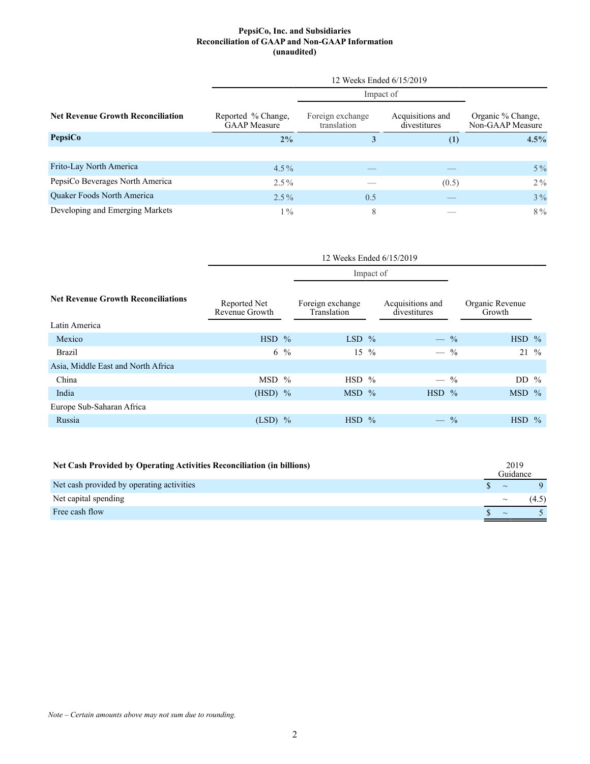**PepsiCo, Inc. and Subsidiaries**
**Reconciliation of GAAP and Non-GAAP Information**
**(unaudited)**

| | 12 Weeks Ended 6/15/2019 | | | |
|---|---|---|---|---|
| | | Impact of | | |
| **Net Revenue Growth Reconciliation** | Reported % Change, GAAP Measure | Foreign exchange translation | Acquisitions and divestitures | Organic % Change, Non-GAAP Measure |
| **PepsiCo** | **2%** | **3** | **(1)** | **4.5%** |
| Frito-Lay North America | 4.5 % | — | — | 5 % |
| PepsiCo Beverages North America | 2.5 % | — | (0.5) | 2 % |
| Quaker Foods North America | 2.5 % | 0.5 | — | 3 % |
| Developing and Emerging Markets | 1 % | 8 | — | 8 % |

| | 12 Weeks Ended 6/15/2019 | | | |
|---|---|---|---|---|
| | | Impact of | | |
| **Net Revenue Growth Reconciliations** | Reported Net Revenue Growth | Foreign exchange Translation | Acquisitions and divestitures | Organic Revenue Growth |
| Latin America | | | | |
| Mexico | HSD % | LSD % | — % | HSD % |
| Brazil | 6 % | 15 % | — % | 21 % |
| Asia, Middle East and North Africa | | | | |
| China | MSD % | HSD % | — % | DD % |
| India | (HSD) % | MSD % | HSD % | MSD % |
| Europe Sub-Saharan Africa | | | | |
| Russia | (LSD) % | HSD % | — % | HSD % |

| **Net Cash Provided by Operating Activities Reconciliation (in billions)** | 2019 Guidance |
|---|---|
| Net cash provided by operating activities | $ ~ 9 |
| Net capital spending | ~ (4.5) |
| Free cash flow | $ ~ 5 |

*Note – Certain amounts above may not sum due to rounding.*